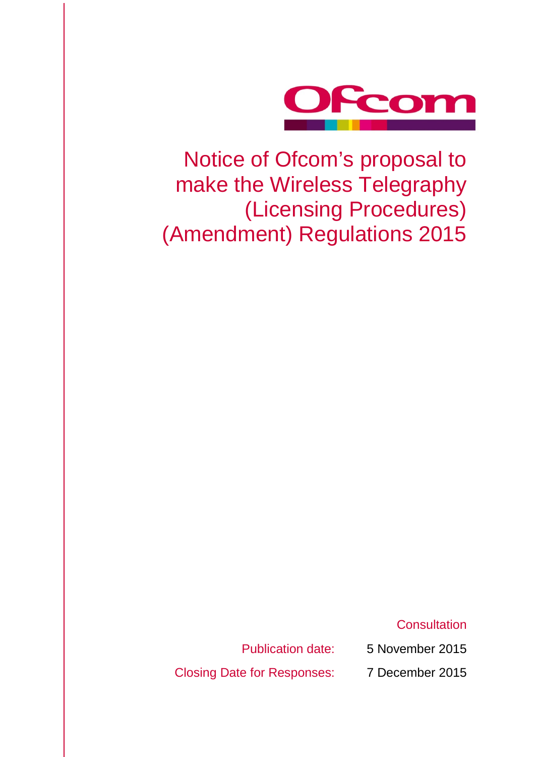Ofcom

# Notice of Ofcom's proposal to make the Wireless Telegraphy (Licensing Procedures) (Amendment) Regulations 2015

Consultation

Publication date: 5 November 2015

Closing Date for Responses: 7 December 2015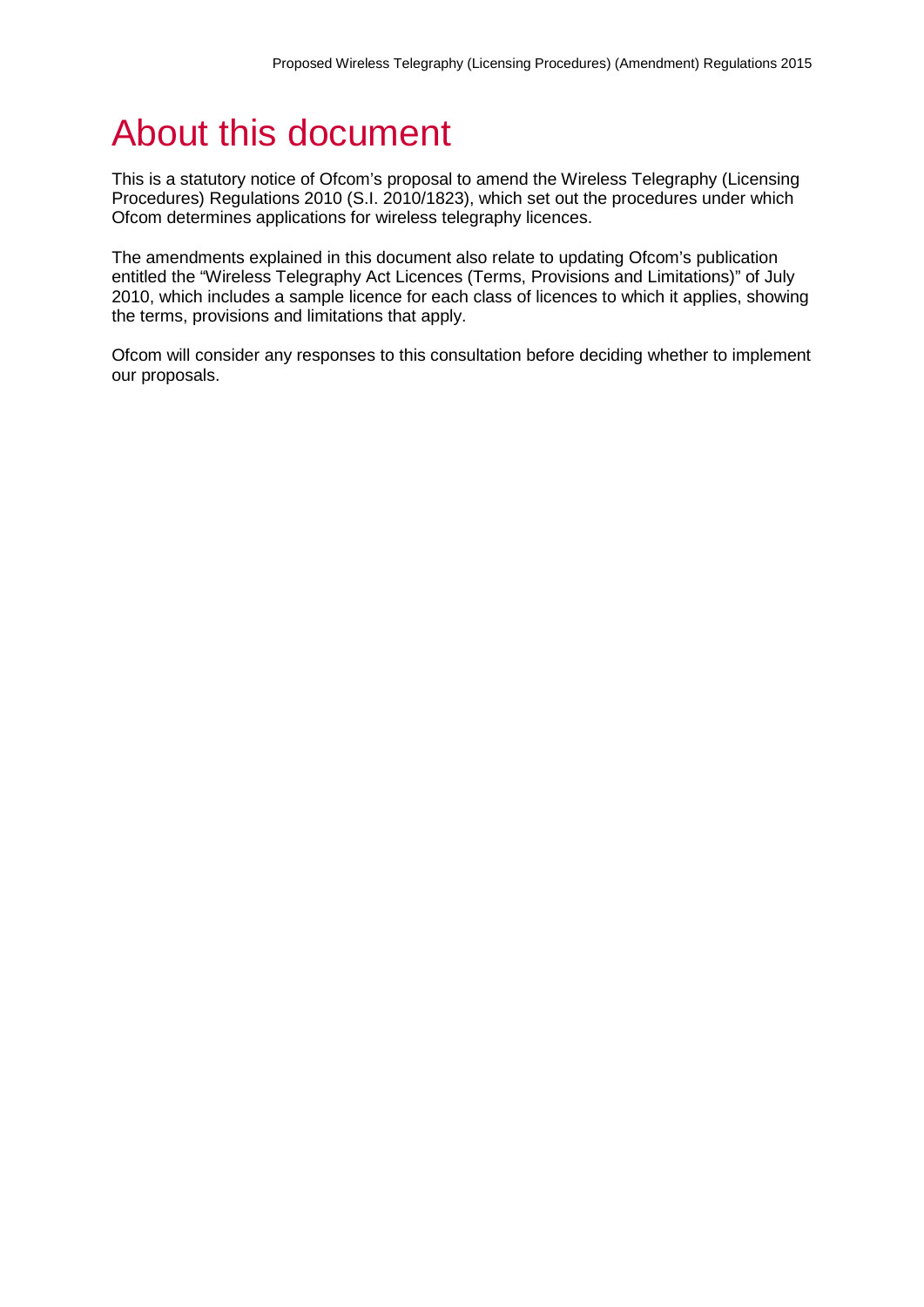# About this document

This is a statutory notice of Ofcom's proposal to amend the Wireless Telegraphy (Licensing Procedures) Regulations 2010 (S.I. 2010/1823), which set out the procedures under which Ofcom determines applications for wireless telegraphy licences.

The amendments explained in this document also relate to updating Ofcom's publication entitled the "Wireless Telegraphy Act Licences (Terms, Provisions and Limitations)" of July 2010, which includes a sample licence for each class of licences to which it applies, showing the terms, provisions and limitations that apply.

Ofcom will consider any responses to this consultation before deciding whether to implement our proposals.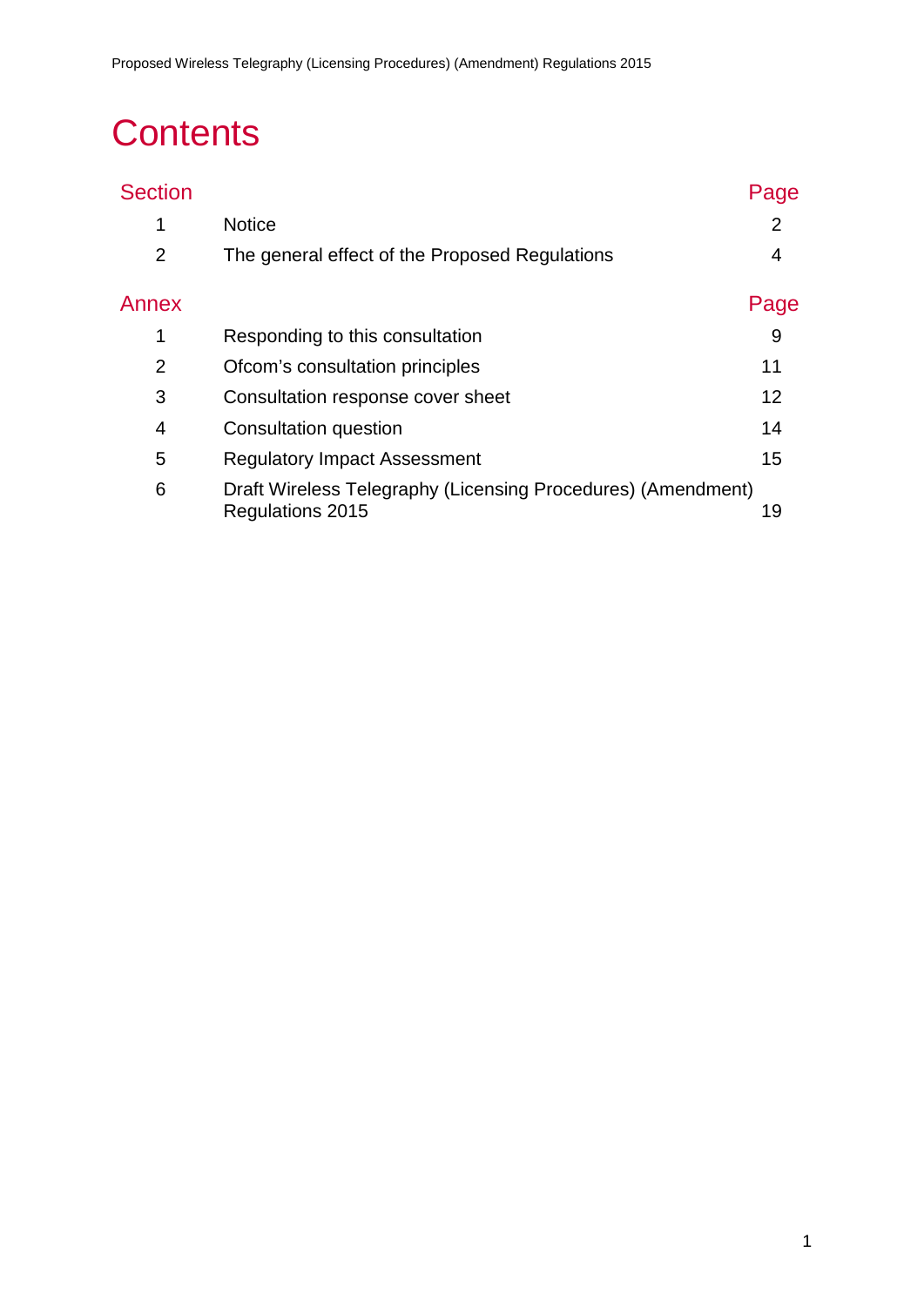# Contents

| Section | | Page |
|---|---|---|
| 1 | Notice | 2 |
| 2 | The general effect of the Proposed Regulations | 4 |

| Annex | | Page |
|---|---|---|
| 1 | Responding to this consultation | 9 |
| 2 | Ofcom's consultation principles | 11 |
| 3 | Consultation response cover sheet | 12 |
| 4 | Consultation question | 14 |
| 5 | Regulatory Impact Assessment | 15 |
| 6 | Draft Wireless Telegraphy (Licensing Procedures) (Amendment) Regulations 2015 | 19 |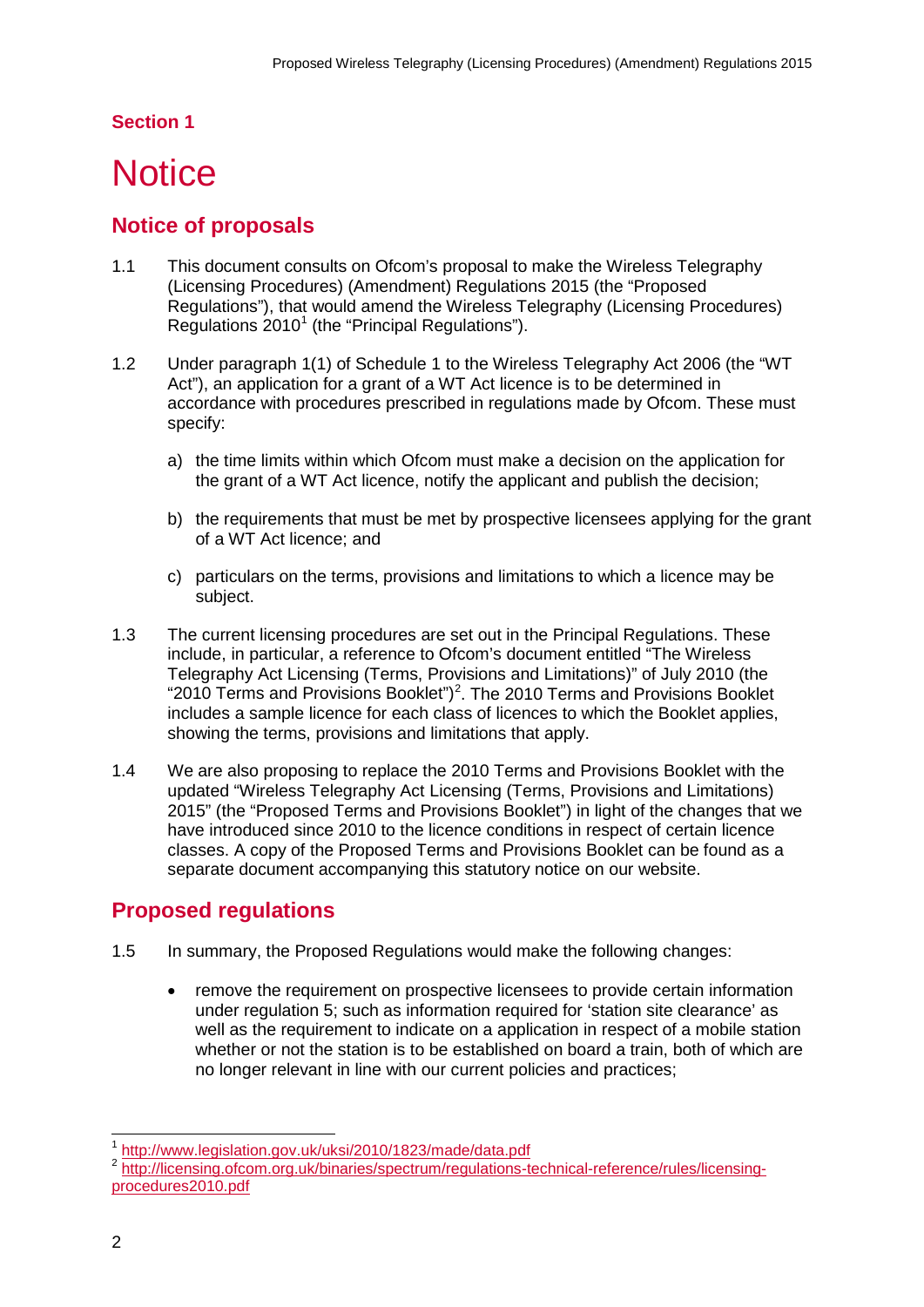## Section 1

# Notice

## Notice of proposals

1.1 This document consults on Ofcom's proposal to make the Wireless Telegraphy (Licensing Procedures) (Amendment) Regulations 2015 (the "Proposed Regulations"), that would amend the Wireless Telegraphy (Licensing Procedures) Regulations 2010[1] (the "Principal Regulations").

1.2 Under paragraph 1(1) of Schedule 1 to the Wireless Telegraphy Act 2006 (the "WT Act"), an application for a grant of a WT Act licence is to be determined in accordance with procedures prescribed in regulations made by Ofcom. These must specify:

a) the time limits within which Ofcom must make a decision on the application for the grant of a WT Act licence, notify the applicant and publish the decision;

b) the requirements that must be met by prospective licensees applying for the grant of a WT Act licence; and

c) particulars on the terms, provisions and limitations to which a licence may be subject.

1.3 The current licensing procedures are set out in the Principal Regulations. These include, in particular, a reference to Ofcom's document entitled "The Wireless Telegraphy Act Licensing (Terms, Provisions and Limitations)" of July 2010 (the "2010 Terms and Provisions Booklet")[2]. The 2010 Terms and Provisions Booklet includes a sample licence for each class of licences to which the Booklet applies, showing the terms, provisions and limitations that apply.

1.4 We are also proposing to replace the 2010 Terms and Provisions Booklet with the updated "Wireless Telegraphy Act Licensing (Terms, Provisions and Limitations) 2015" (the "Proposed Terms and Provisions Booklet") in light of the changes that we have introduced since 2010 to the licence conditions in respect of certain licence classes. A copy of the Proposed Terms and Provisions Booklet can be found as a separate document accompanying this statutory notice on our website.

## Proposed regulations

1.5 In summary, the Proposed Regulations would make the following changes:

- remove the requirement on prospective licensees to provide certain information under regulation 5; such as information required for 'station site clearance' as well as the requirement to indicate on a application in respect of a mobile station whether or not the station is to be established on board a train, both of which are no longer relevant in line with our current policies and practices;

---

[1] http://www.legislation.gov.uk/uksi/2010/1823/made/data.pdf

[2] http://licensing.ofcom.org.uk/binaries/spectrum/regulations-technical-reference/rules/licensing-procedures2010.pdf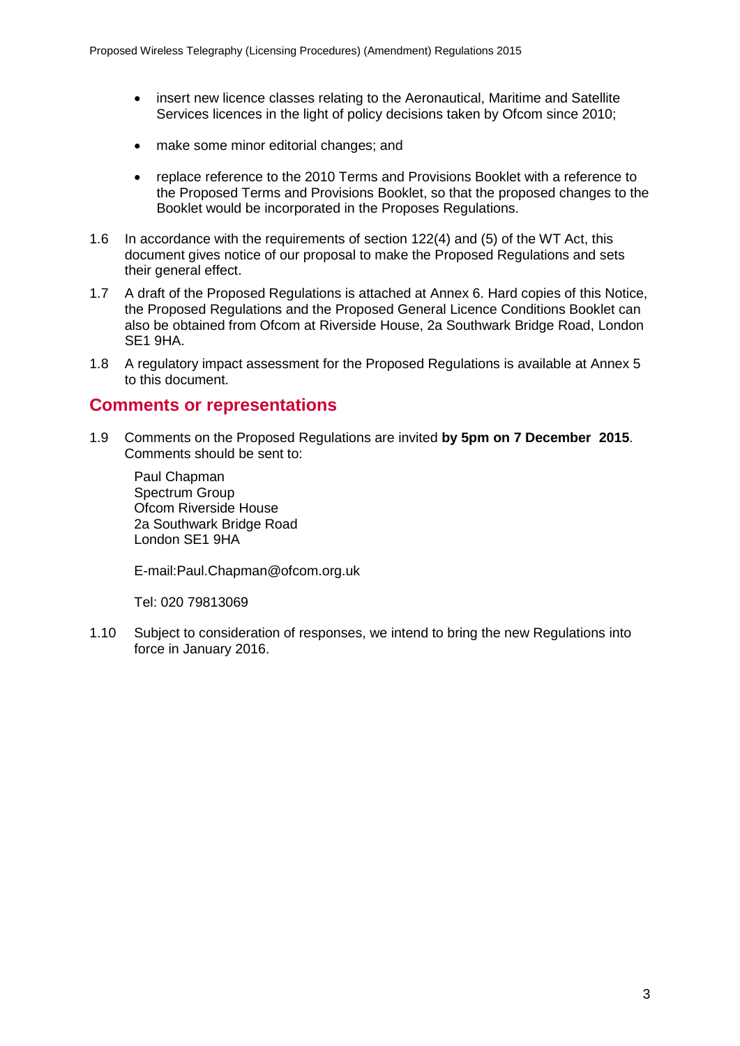- insert new licence classes relating to the Aeronautical, Maritime and Satellite Services licences in the light of policy decisions taken by Ofcom since 2010;
- make some minor editorial changes; and
- replace reference to the 2010 Terms and Provisions Booklet with a reference to the Proposed Terms and Provisions Booklet, so that the proposed changes to the Booklet would be incorporated in the Proposes Regulations.

1.6 In accordance with the requirements of section 122(4) and (5) of the WT Act, this document gives notice of our proposal to make the Proposed Regulations and sets their general effect.

1.7 A draft of the Proposed Regulations is attached at Annex 6. Hard copies of this Notice, the Proposed Regulations and the Proposed General Licence Conditions Booklet can also be obtained from Ofcom at Riverside House, 2a Southwark Bridge Road, London SE1 9HA.

1.8 A regulatory impact assessment for the Proposed Regulations is available at Annex 5 to this document.

## Comments or representations

1.9 Comments on the Proposed Regulations are invited **by 5pm on 7 December 2015**. Comments should be sent to:

Paul Chapman
Spectrum Group
Ofcom Riverside House
2a Southwark Bridge Road
London SE1 9HA

E-mail:Paul.Chapman@ofcom.org.uk

Tel: 020 79813069

1.10 Subject to consideration of responses, we intend to bring the new Regulations into force in January 2016.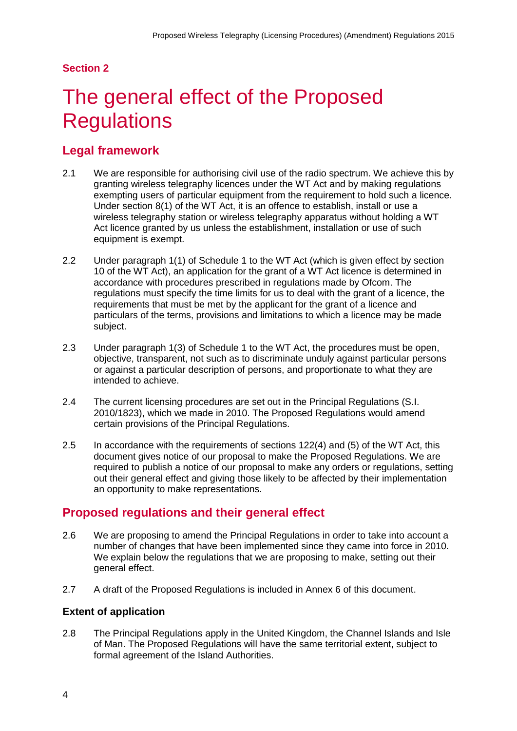## Section 2

# The general effect of the Proposed Regulations

## Legal framework

2.1 We are responsible for authorising civil use of the radio spectrum. We achieve this by granting wireless telegraphy licences under the WT Act and by making regulations exempting users of particular equipment from the requirement to hold such a licence. Under section 8(1) of the WT Act, it is an offence to establish, install or use a wireless telegraphy station or wireless telegraphy apparatus without holding a WT Act licence granted by us unless the establishment, installation or use of such equipment is exempt.

2.2 Under paragraph 1(1) of Schedule 1 to the WT Act (which is given effect by section 10 of the WT Act), an application for the grant of a WT Act licence is determined in accordance with procedures prescribed in regulations made by Ofcom. The regulations must specify the time limits for us to deal with the grant of a licence, the requirements that must be met by the applicant for the grant of a licence and particulars of the terms, provisions and limitations to which a licence may be made subject.

2.3 Under paragraph 1(3) of Schedule 1 to the WT Act, the procedures must be open, objective, transparent, not such as to discriminate unduly against particular persons or against a particular description of persons, and proportionate to what they are intended to achieve.

2.4 The current licensing procedures are set out in the Principal Regulations (S.I. 2010/1823), which we made in 2010. The Proposed Regulations would amend certain provisions of the Principal Regulations.

2.5 In accordance with the requirements of sections 122(4) and (5) of the WT Act, this document gives notice of our proposal to make the Proposed Regulations. We are required to publish a notice of our proposal to make any orders or regulations, setting out their general effect and giving those likely to be affected by their implementation an opportunity to make representations.

## Proposed regulations and their general effect

2.6 We are proposing to amend the Principal Regulations in order to take into account a number of changes that have been implemented since they came into force in 2010. We explain below the regulations that we are proposing to make, setting out their general effect.

2.7 A draft of the Proposed Regulations is included in Annex 6 of this document.

### Extent of application

2.8 The Principal Regulations apply in the United Kingdom, the Channel Islands and Isle of Man. The Proposed Regulations will have the same territorial extent, subject to formal agreement of the Island Authorities.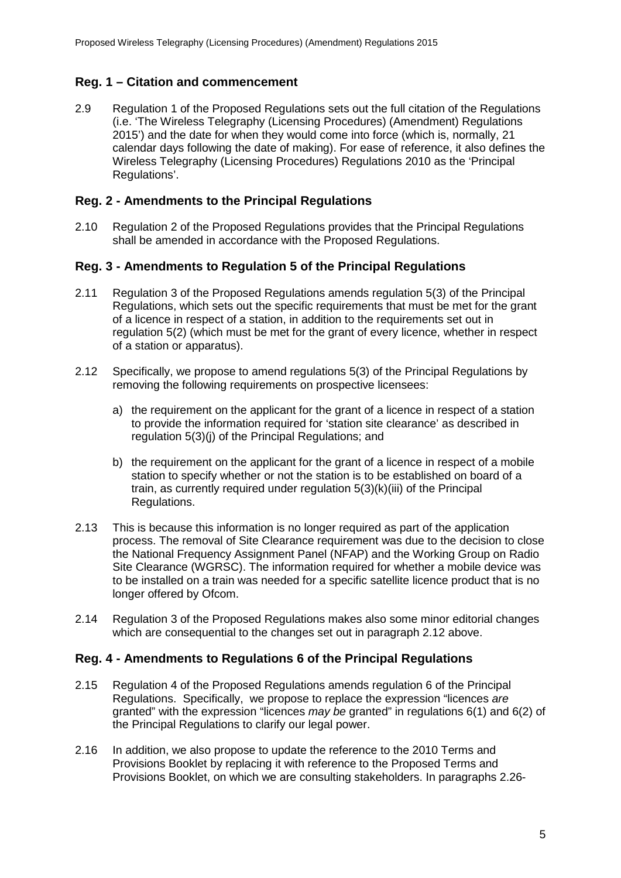## Reg. 1 – Citation and commencement

2.9 Regulation 1 of the Proposed Regulations sets out the full citation of the Regulations (i.e. 'The Wireless Telegraphy (Licensing Procedures) (Amendment) Regulations 2015') and the date for when they would come into force (which is, normally, 21 calendar days following the date of making). For ease of reference, it also defines the Wireless Telegraphy (Licensing Procedures) Regulations 2010 as the 'Principal Regulations'.

## Reg. 2 - Amendments to the Principal Regulations

2.10 Regulation 2 of the Proposed Regulations provides that the Principal Regulations shall be amended in accordance with the Proposed Regulations.

## Reg. 3 - Amendments to Regulation 5 of the Principal Regulations

2.11 Regulation 3 of the Proposed Regulations amends regulation 5(3) of the Principal Regulations, which sets out the specific requirements that must be met for the grant of a licence in respect of a station, in addition to the requirements set out in regulation 5(2) (which must be met for the grant of every licence, whether in respect of a station or apparatus).

2.12 Specifically, we propose to amend regulations 5(3) of the Principal Regulations by removing the following requirements on prospective licensees:

a) the requirement on the applicant for the grant of a licence in respect of a station to provide the information required for 'station site clearance' as described in regulation 5(3)(j) of the Principal Regulations; and

b) the requirement on the applicant for the grant of a licence in respect of a mobile station to specify whether or not the station is to be established on board of a train, as currently required under regulation 5(3)(k)(iii) of the Principal Regulations.

2.13 This is because this information is no longer required as part of the application process. The removal of Site Clearance requirement was due to the decision to close the National Frequency Assignment Panel (NFAP) and the Working Group on Radio Site Clearance (WGRSC). The information required for whether a mobile device was to be installed on a train was needed for a specific satellite licence product that is no longer offered by Ofcom.

2.14 Regulation 3 of the Proposed Regulations makes also some minor editorial changes which are consequential to the changes set out in paragraph 2.12 above.

## Reg. 4 - Amendments to Regulations 6 of the Principal Regulations

2.15 Regulation 4 of the Proposed Regulations amends regulation 6 of the Principal Regulations. Specifically, we propose to replace the expression "licences *are* granted" with the expression "licences *may be* granted" in regulations 6(1) and 6(2) of the Principal Regulations to clarify our legal power.

2.16 In addition, we also propose to update the reference to the 2010 Terms and Provisions Booklet by replacing it with reference to the Proposed Terms and Provisions Booklet, on which we are consulting stakeholders. In paragraphs 2.26-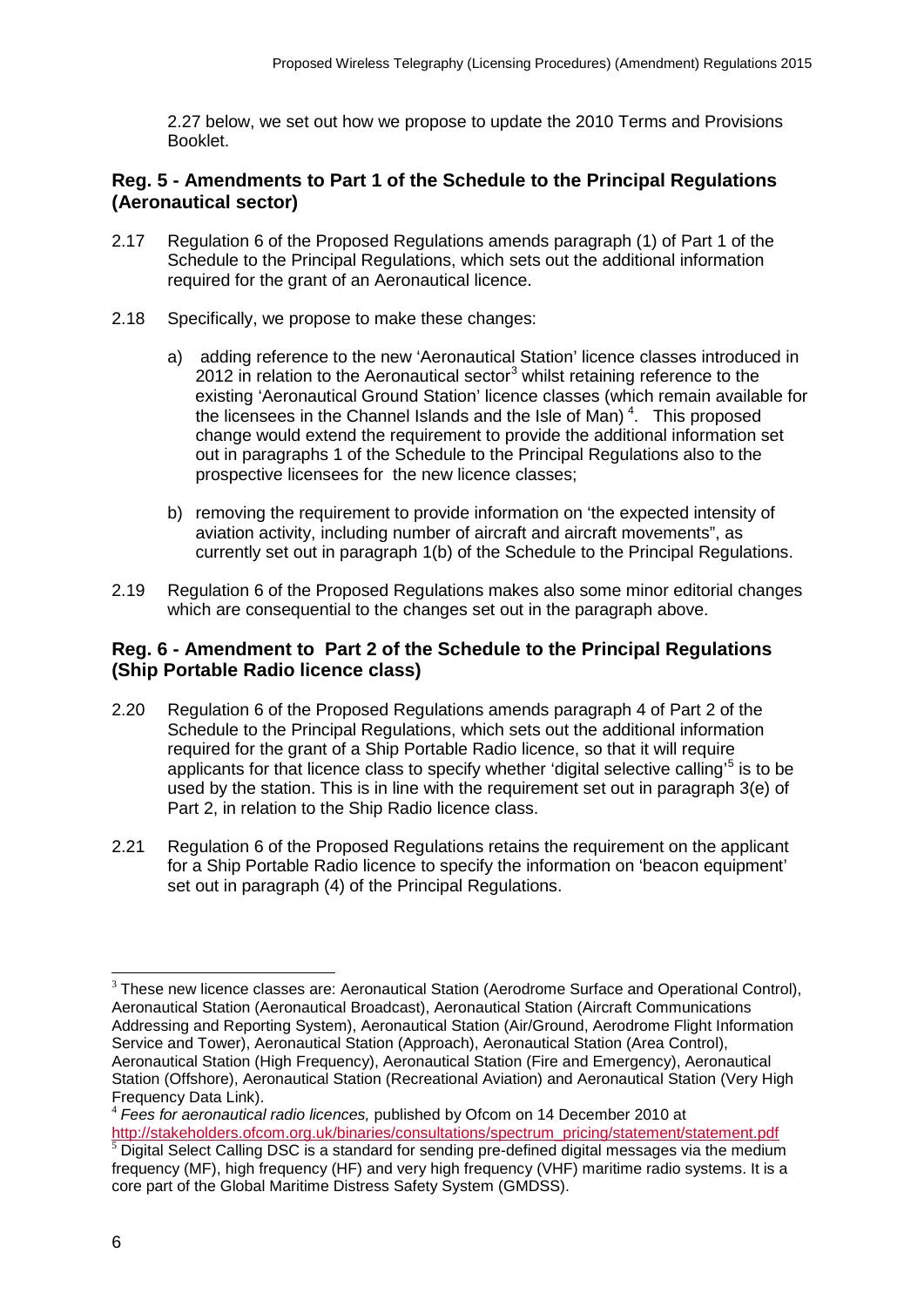2.27 below, we set out how we propose to update the 2010 Terms and Provisions Booklet.

### Reg. 5 - Amendments to Part 1 of the Schedule to the Principal Regulations (Aeronautical sector)

2.17 Regulation 6 of the Proposed Regulations amends paragraph (1) of Part 1 of the Schedule to the Principal Regulations, which sets out the additional information required for the grant of an Aeronautical licence.

2.18 Specifically, we propose to make these changes:

a) adding reference to the new 'Aeronautical Station' licence classes introduced in 2012 in relation to the Aeronautical sector[3] whilst retaining reference to the existing 'Aeronautical Ground Station' licence classes (which remain available for the licensees in the Channel Islands and the Isle of Man) [4]. This proposed change would extend the requirement to provide the additional information set out in paragraphs 1 of the Schedule to the Principal Regulations also to the prospective licensees for the new licence classes;

b) removing the requirement to provide information on 'the expected intensity of aviation activity, including number of aircraft and aircraft movements", as currently set out in paragraph 1(b) of the Schedule to the Principal Regulations.

2.19 Regulation 6 of the Proposed Regulations makes also some minor editorial changes which are consequential to the changes set out in the paragraph above.

### Reg. 6 - Amendment to Part 2 of the Schedule to the Principal Regulations (Ship Portable Radio licence class)

2.20 Regulation 6 of the Proposed Regulations amends paragraph 4 of Part 2 of the Schedule to the Principal Regulations, which sets out the additional information required for the grant of a Ship Portable Radio licence, so that it will require applicants for that licence class to specify whether 'digital selective calling'[5] is to be used by the station. This is in line with the requirement set out in paragraph 3(e) of Part 2, in relation to the Ship Radio licence class.

2.21 Regulation 6 of the Proposed Regulations retains the requirement on the applicant for a Ship Portable Radio licence to specify the information on 'beacon equipment' set out in paragraph (4) of the Principal Regulations.

---

[3] These new licence classes are: Aeronautical Station (Aerodrome Surface and Operational Control), Aeronautical Station (Aeronautical Broadcast), Aeronautical Station (Aircraft Communications Addressing and Reporting System), Aeronautical Station (Air/Ground, Aerodrome Flight Information Service and Tower), Aeronautical Station (Approach), Aeronautical Station (Area Control), Aeronautical Station (High Frequency), Aeronautical Station (Fire and Emergency), Aeronautical Station (Offshore), Aeronautical Station (Recreational Aviation) and Aeronautical Station (Very High Frequency Data Link).

[4] *Fees for aeronautical radio licences,* published by Ofcom on 14 December 2010 at http://stakeholders.ofcom.org.uk/binaries/consultations/spectrum_pricing/statement/statement.pdf

[5] Digital Select Calling DSC is a standard for sending pre-defined digital messages via the medium frequency (MF), high frequency (HF) and very high frequency (VHF) maritime radio systems. It is a core part of the Global Maritime Distress Safety System (GMDSS).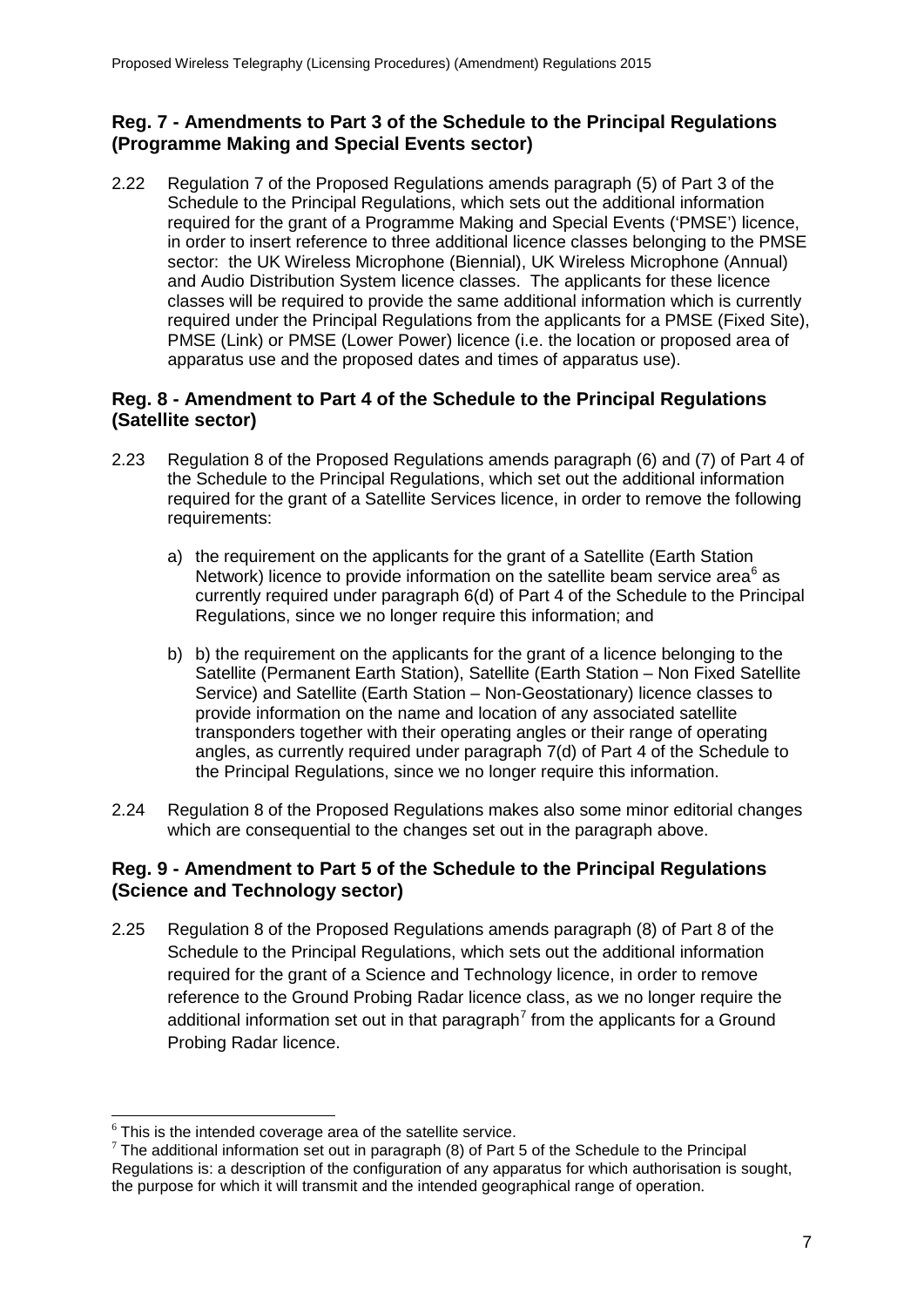## Reg. 7 - Amendments to Part 3 of the Schedule to the Principal Regulations (Programme Making and Special Events sector)

2.22 Regulation 7 of the Proposed Regulations amends paragraph (5) of Part 3 of the Schedule to the Principal Regulations, which sets out the additional information required for the grant of a Programme Making and Special Events ('PMSE') licence, in order to insert reference to three additional licence classes belonging to the PMSE sector: the UK Wireless Microphone (Biennial), UK Wireless Microphone (Annual) and Audio Distribution System licence classes. The applicants for these licence classes will be required to provide the same additional information which is currently required under the Principal Regulations from the applicants for a PMSE (Fixed Site), PMSE (Link) or PMSE (Lower Power) licence (i.e. the location or proposed area of apparatus use and the proposed dates and times of apparatus use).

## Reg. 8 - Amendment to Part 4 of the Schedule to the Principal Regulations (Satellite sector)

2.23 Regulation 8 of the Proposed Regulations amends paragraph (6) and (7) of Part 4 of the Schedule to the Principal Regulations, which set out the additional information required for the grant of a Satellite Services licence, in order to remove the following requirements:

a) the requirement on the applicants for the grant of a Satellite (Earth Station Network) licence to provide information on the satellite beam service area[6] as currently required under paragraph 6(d) of Part 4 of the Schedule to the Principal Regulations, since we no longer require this information; and

b) b) the requirement on the applicants for the grant of a licence belonging to the Satellite (Permanent Earth Station), Satellite (Earth Station – Non Fixed Satellite Service) and Satellite (Earth Station – Non-Geostationary) licence classes to provide information on the name and location of any associated satellite transponders together with their operating angles or their range of operating angles, as currently required under paragraph 7(d) of Part 4 of the Schedule to the Principal Regulations, since we no longer require this information.

2.24 Regulation 8 of the Proposed Regulations makes also some minor editorial changes which are consequential to the changes set out in the paragraph above.

## Reg. 9 - Amendment to Part 5 of the Schedule to the Principal Regulations (Science and Technology sector)

2.25 Regulation 8 of the Proposed Regulations amends paragraph (8) of Part 8 of the Schedule to the Principal Regulations, which sets out the additional information required for the grant of a Science and Technology licence, in order to remove reference to the Ground Probing Radar licence class, as we no longer require the additional information set out in that paragraph[7] from the applicants for a Ground Probing Radar licence.

---

[6] This is the intended coverage area of the satellite service.

[7] The additional information set out in paragraph (8) of Part 5 of the Schedule to the Principal Regulations is: a description of the configuration of any apparatus for which authorisation is sought, the purpose for which it will transmit and the intended geographical range of operation.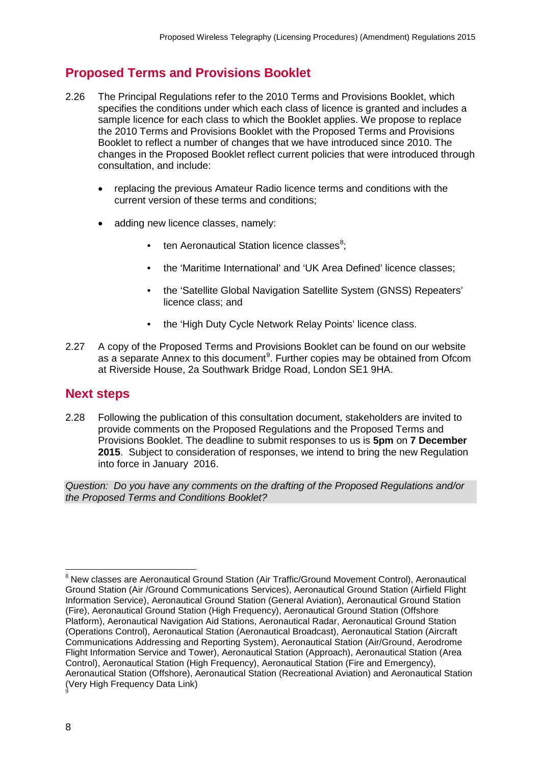## Proposed Terms and Provisions Booklet

2.26 The Principal Regulations refer to the 2010 Terms and Provisions Booklet, which specifies the conditions under which each class of licence is granted and includes a sample licence for each class to which the Booklet applies. We propose to replace the 2010 Terms and Provisions Booklet with the Proposed Terms and Provisions Booklet to reflect a number of changes that we have introduced since 2010. The changes in the Proposed Booklet reflect current policies that were introduced through consultation, and include:

- replacing the previous Amateur Radio licence terms and conditions with the current version of these terms and conditions;
- adding new licence classes, namely:
  - ten Aeronautical Station licence classes[8];
  - the 'Maritime International' and 'UK Area Defined' licence classes;
  - the 'Satellite Global Navigation Satellite System (GNSS) Repeaters' licence class; and
  - the 'High Duty Cycle Network Relay Points' licence class.

2.27 A copy of the Proposed Terms and Provisions Booklet can be found on our website as a separate Annex to this document[9]. Further copies may be obtained from Ofcom at Riverside House, 2a Southwark Bridge Road, London SE1 9HA.

## Next steps

2.28 Following the publication of this consultation document, stakeholders are invited to provide comments on the Proposed Regulations and the Proposed Terms and Provisions Booklet. The deadline to submit responses to us is **5pm** on **7 December 2015**. Subject to consideration of responses, we intend to bring the new Regulation into force in January 2016.

*Question: Do you have any comments on the drafting of the Proposed Regulations and/or the Proposed Terms and Conditions Booklet?*

---

[8] New classes are Aeronautical Ground Station (Air Traffic/Ground Movement Control), Aeronautical Ground Station (Air /Ground Communications Services), Aeronautical Ground Station (Airfield Flight Information Service), Aeronautical Ground Station (General Aviation), Aeronautical Ground Station (Fire), Aeronautical Ground Station (High Frequency), Aeronautical Ground Station (Offshore Platform), Aeronautical Navigation Aid Stations, Aeronautical Radar, Aeronautical Ground Station (Operations Control), Aeronautical Station (Aeronautical Broadcast), Aeronautical Station (Aircraft Communications Addressing and Reporting System), Aeronautical Station (Air/Ground, Aerodrome Flight Information Service and Tower), Aeronautical Station (Approach), Aeronautical Station (Area Control), Aeronautical Station (High Frequency), Aeronautical Station (Fire and Emergency), Aeronautical Station (Offshore), Aeronautical Station (Recreational Aviation) and Aeronautical Station (Very High Frequency Data Link)

[9]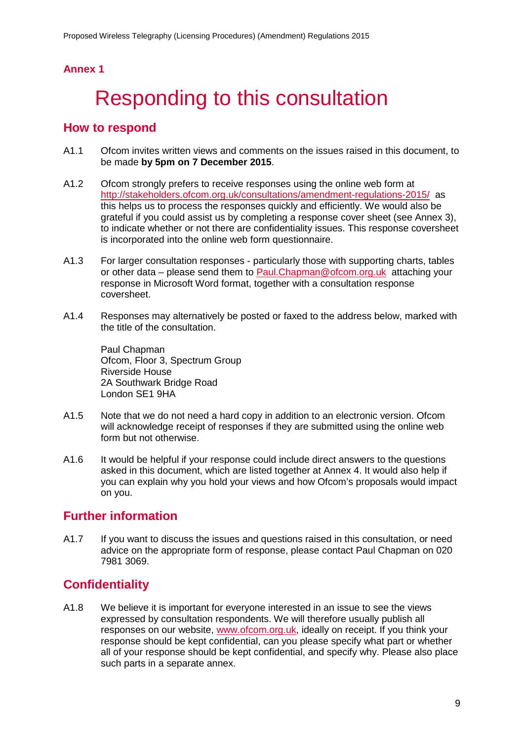## Annex 1

# Responding to this consultation

## How to respond

A1.1 Ofcom invites written views and comments on the issues raised in this document, to be made **by 5pm on 7 December 2015**.

A1.2 Ofcom strongly prefers to receive responses using the online web form at http://stakeholders.ofcom.org.uk/consultations/amendment-regulations-2015/ as this helps us to process the responses quickly and efficiently. We would also be grateful if you could assist us by completing a response cover sheet (see Annex 3), to indicate whether or not there are confidentiality issues. This response coversheet is incorporated into the online web form questionnaire.

A1.3 For larger consultation responses - particularly those with supporting charts, tables or other data – please send them to Paul.Chapman@ofcom.org.uk attaching your response in Microsoft Word format, together with a consultation response coversheet.

A1.4 Responses may alternatively be posted or faxed to the address below, marked with the title of the consultation.

Paul Chapman
Ofcom, Floor 3, Spectrum Group
Riverside House
2A Southwark Bridge Road
London SE1 9HA

A1.5 Note that we do not need a hard copy in addition to an electronic version. Ofcom will acknowledge receipt of responses if they are submitted using the online web form but not otherwise.

A1.6 It would be helpful if your response could include direct answers to the questions asked in this document, which are listed together at Annex 4. It would also help if you can explain why you hold your views and how Ofcom's proposals would impact on you.

## Further information

A1.7 If you want to discuss the issues and questions raised in this consultation, or need advice on the appropriate form of response, please contact Paul Chapman on 020 7981 3069.

## Confidentiality

A1.8 We believe it is important for everyone interested in an issue to see the views expressed by consultation respondents. We will therefore usually publish all responses on our website, www.ofcom.org.uk, ideally on receipt. If you think your response should be kept confidential, can you please specify what part or whether all of your response should be kept confidential, and specify why. Please also place such parts in a separate annex.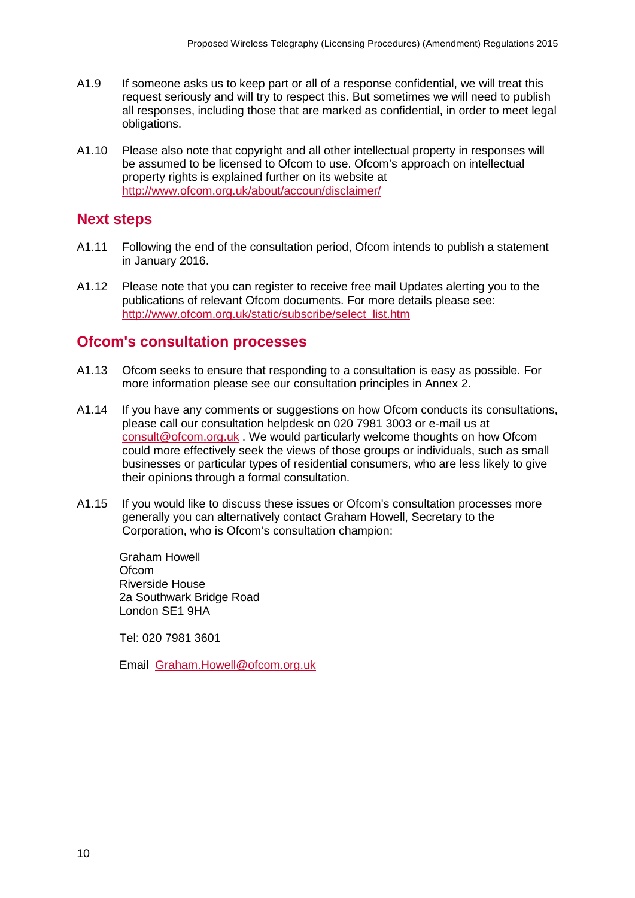A1.9 If someone asks us to keep part or all of a response confidential, we will treat this request seriously and will try to respect this. But sometimes we will need to publish all responses, including those that are marked as confidential, in order to meet legal obligations.

A1.10 Please also note that copyright and all other intellectual property in responses will be assumed to be licensed to Ofcom to use. Ofcom's approach on intellectual property rights is explained further on its website at http://www.ofcom.org.uk/about/accoun/disclaimer/

## Next steps

A1.11 Following the end of the consultation period, Ofcom intends to publish a statement in January 2016.

A1.12 Please note that you can register to receive free mail Updates alerting you to the publications of relevant Ofcom documents. For more details please see: http://www.ofcom.org.uk/static/subscribe/select_list.htm

## Ofcom's consultation processes

A1.13 Ofcom seeks to ensure that responding to a consultation is easy as possible. For more information please see our consultation principles in Annex 2.

A1.14 If you have any comments or suggestions on how Ofcom conducts its consultations, please call our consultation helpdesk on 020 7981 3003 or e-mail us at consult@ofcom.org.uk . We would particularly welcome thoughts on how Ofcom could more effectively seek the views of those groups or individuals, such as small businesses or particular types of residential consumers, who are less likely to give their opinions through a formal consultation.

A1.15 If you would like to discuss these issues or Ofcom's consultation processes more generally you can alternatively contact Graham Howell, Secretary to the Corporation, who is Ofcom's consultation champion:

Graham Howell
Ofcom
Riverside House
2a Southwark Bridge Road
London SE1 9HA

Tel: 020 7981 3601

Email Graham.Howell@ofcom.org.uk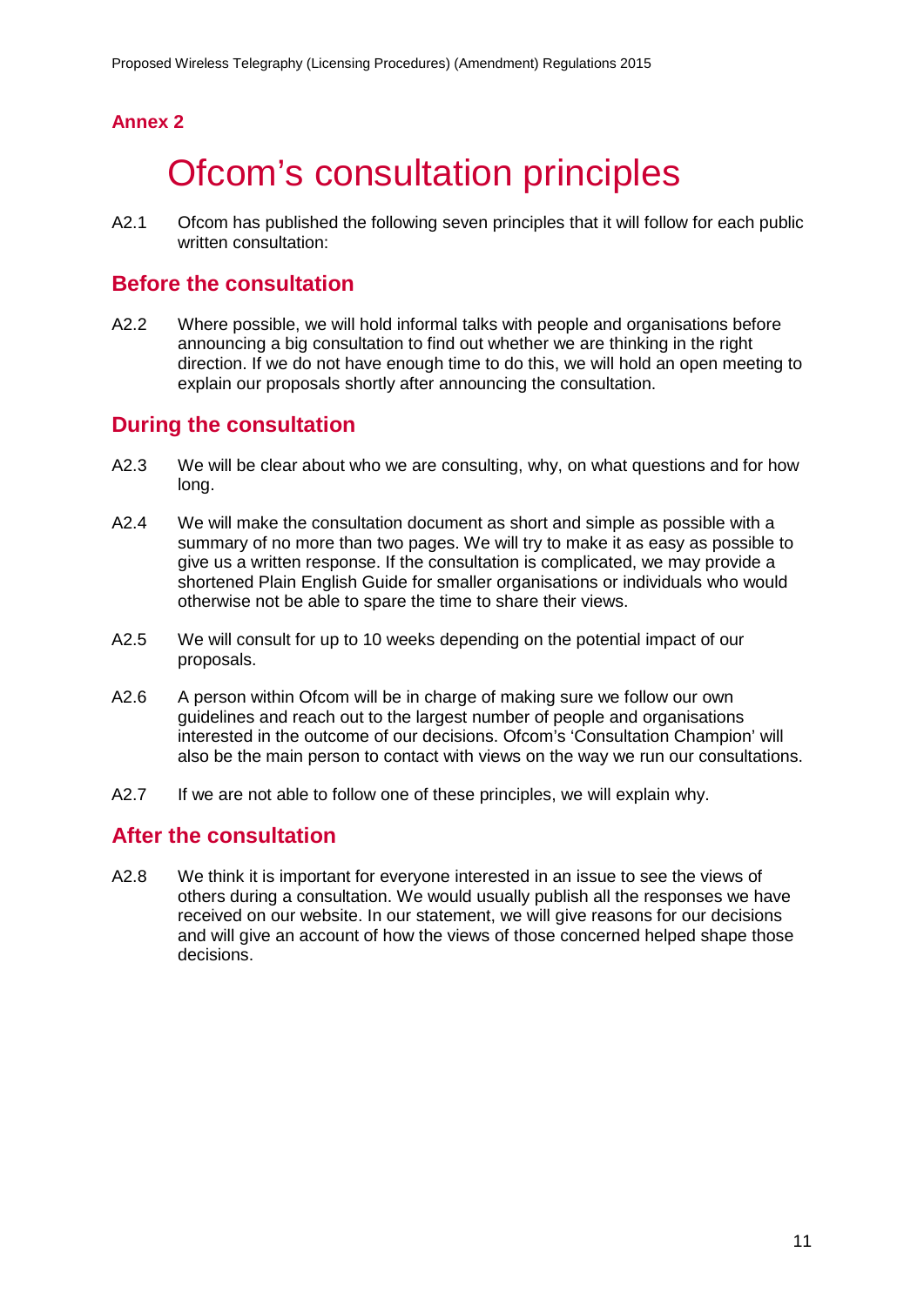## Annex 2

# Ofcom's consultation principles

A2.1 Ofcom has published the following seven principles that it will follow for each public written consultation:

## Before the consultation

A2.2 Where possible, we will hold informal talks with people and organisations before announcing a big consultation to find out whether we are thinking in the right direction. If we do not have enough time to do this, we will hold an open meeting to explain our proposals shortly after announcing the consultation.

## During the consultation

A2.3 We will be clear about who we are consulting, why, on what questions and for how long.

A2.4 We will make the consultation document as short and simple as possible with a summary of no more than two pages. We will try to make it as easy as possible to give us a written response. If the consultation is complicated, we may provide a shortened Plain English Guide for smaller organisations or individuals who would otherwise not be able to spare the time to share their views.

A2.5 We will consult for up to 10 weeks depending on the potential impact of our proposals.

A2.6 A person within Ofcom will be in charge of making sure we follow our own guidelines and reach out to the largest number of people and organisations interested in the outcome of our decisions. Ofcom's 'Consultation Champion' will also be the main person to contact with views on the way we run our consultations.

A2.7 If we are not able to follow one of these principles, we will explain why.

## After the consultation

A2.8 We think it is important for everyone interested in an issue to see the views of others during a consultation. We would usually publish all the responses we have received on our website. In our statement, we will give reasons for our decisions and will give an account of how the views of those concerned helped shape those decisions.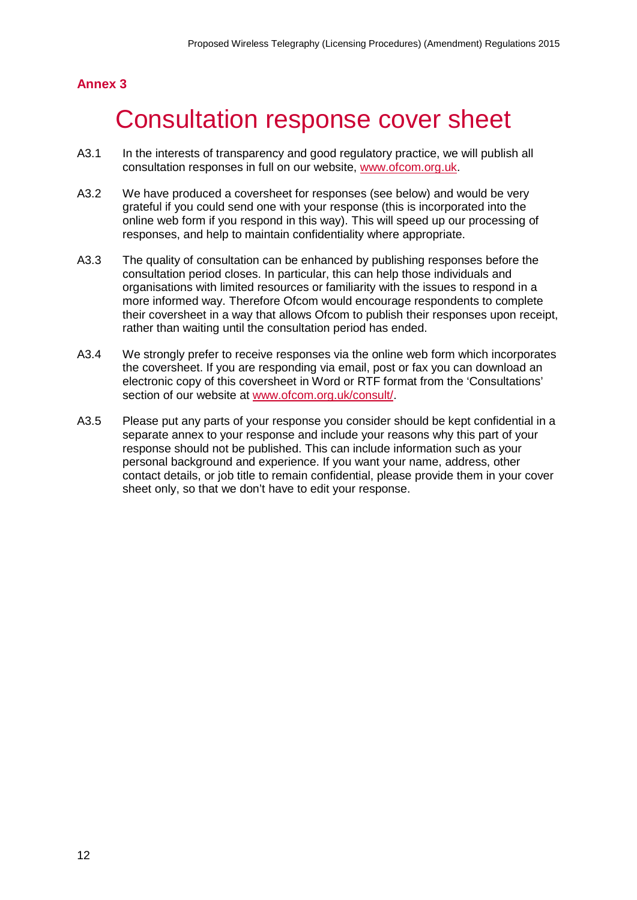**Annex 3**

# Consultation response cover sheet

A3.1 In the interests of transparency and good regulatory practice, we will publish all consultation responses in full on our website, www.ofcom.org.uk.

A3.2 We have produced a coversheet for responses (see below) and would be very grateful if you could send one with your response (this is incorporated into the online web form if you respond in this way). This will speed up our processing of responses, and help to maintain confidentiality where appropriate.

A3.3 The quality of consultation can be enhanced by publishing responses before the consultation period closes. In particular, this can help those individuals and organisations with limited resources or familiarity with the issues to respond in a more informed way. Therefore Ofcom would encourage respondents to complete their coversheet in a way that allows Ofcom to publish their responses upon receipt, rather than waiting until the consultation period has ended.

A3.4 We strongly prefer to receive responses via the online web form which incorporates the coversheet. If you are responding via email, post or fax you can download an electronic copy of this coversheet in Word or RTF format from the 'Consultations' section of our website at www.ofcom.org.uk/consult/.

A3.5 Please put any parts of your response you consider should be kept confidential in a separate annex to your response and include your reasons why this part of your response should not be published. This can include information such as your personal background and experience. If you want your name, address, other contact details, or job title to remain confidential, please provide them in your cover sheet only, so that we don't have to edit your response.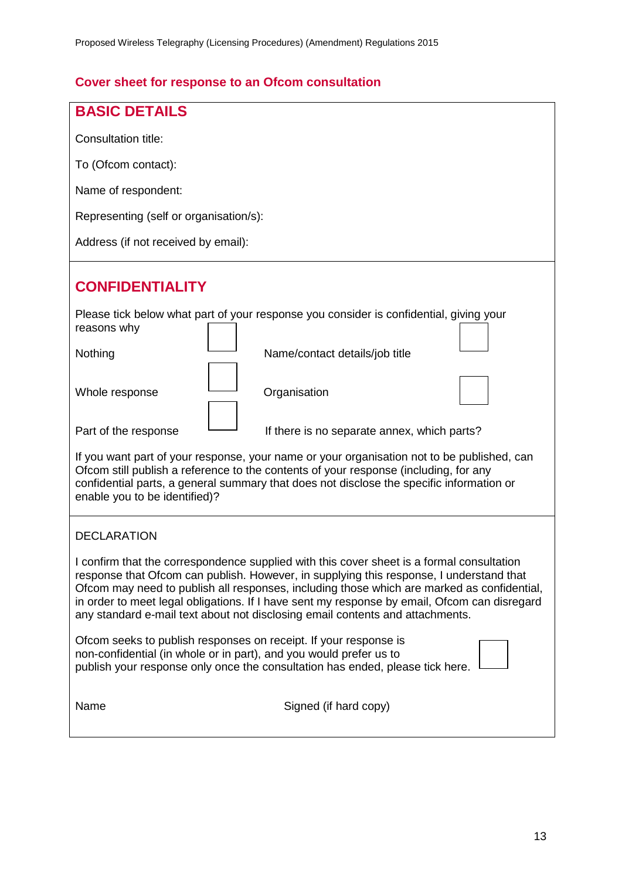## Cover sheet for response to an Ofcom consultation

### BASIC DETAILS

Consultation title:

To (Ofcom contact):

Name of respondent:

Representing (self or organisation/s):

Address (if not received by email):

### CONFIDENTIALITY

Please tick below what part of your response you consider is confidential, giving your reasons why

| | | | |
|---|---|---|---|
| Nothing | ☐ | Name/contact details/job title | ☐ |
| Whole response | ☐ | Organisation | ☐ |
| Part of the response | ☐ | If there is no separate annex, which parts? | |

If you want part of your response, your name or your organisation not to be published, can Ofcom still publish a reference to the contents of your response (including, for any confidential parts, a general summary that does not disclose the specific information or enable you to be identified)?

DECLARATION

I confirm that the correspondence supplied with this cover sheet is a formal consultation response that Ofcom can publish. However, in supplying this response, I understand that Ofcom may need to publish all responses, including those which are marked as confidential, in order to meet legal obligations. If I have sent my response by email, Ofcom can disregard any standard e-mail text about not disclosing email contents and attachments.

Ofcom seeks to publish responses on receipt. If your response is non-confidential (in whole or in part), and you would prefer us to publish your response only once the consultation has ended, please tick here. ☐

Name Signed (if hard copy)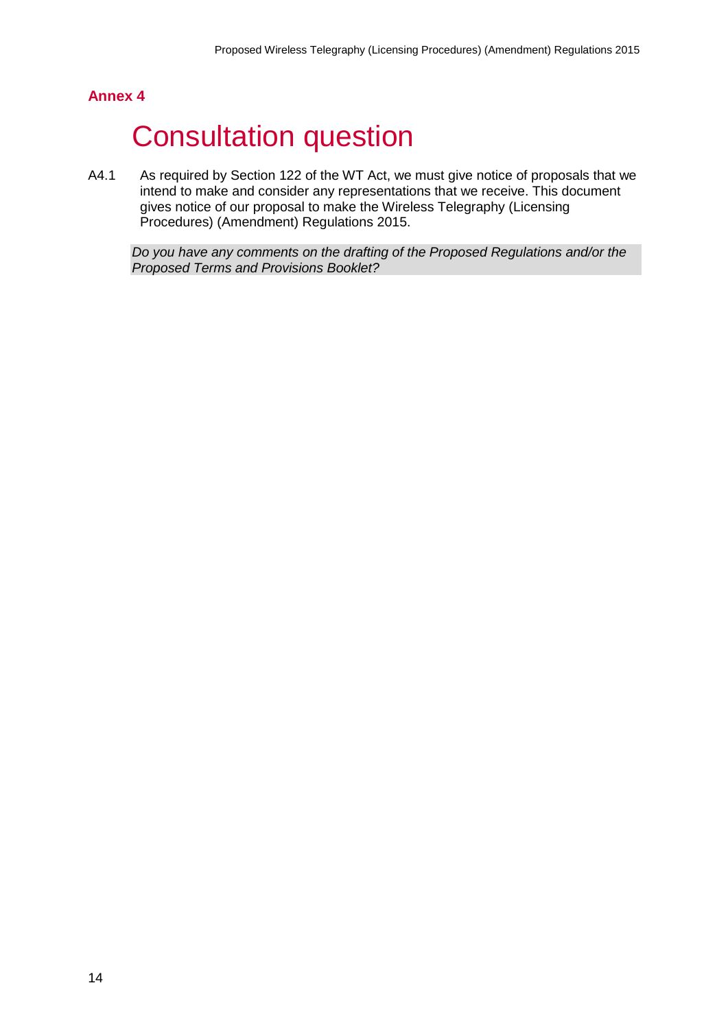**Annex 4**

# Consultation question

A4.1 As required by Section 122 of the WT Act, we must give notice of proposals that we intend to make and consider any representations that we receive. This document gives notice of our proposal to make the Wireless Telegraphy (Licensing Procedures) (Amendment) Regulations 2015.

*Do you have any comments on the drafting of the Proposed Regulations and/or the Proposed Terms and Provisions Booklet?*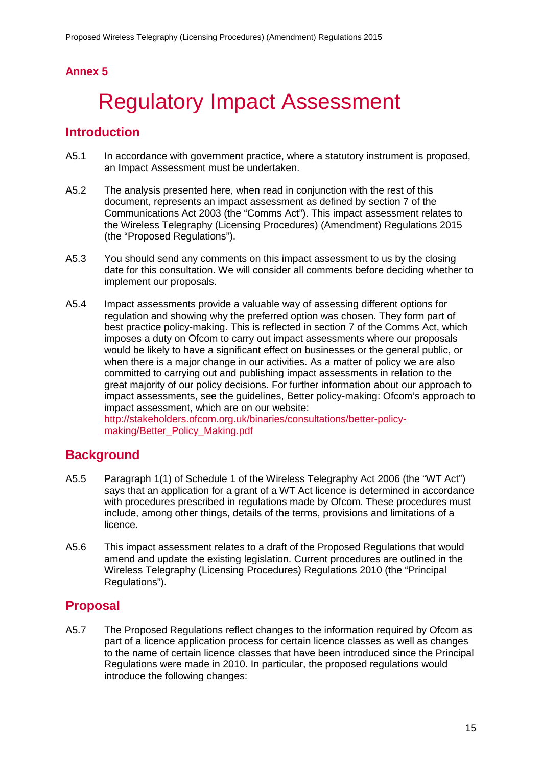## Annex 5

# Regulatory Impact Assessment

## Introduction

A5.1 In accordance with government practice, where a statutory instrument is proposed, an Impact Assessment must be undertaken.

A5.2 The analysis presented here, when read in conjunction with the rest of this document, represents an impact assessment as defined by section 7 of the Communications Act 2003 (the "Comms Act"). This impact assessment relates to the Wireless Telegraphy (Licensing Procedures) (Amendment) Regulations 2015 (the "Proposed Regulations").

A5.3 You should send any comments on this impact assessment to us by the closing date for this consultation. We will consider all comments before deciding whether to implement our proposals.

A5.4 Impact assessments provide a valuable way of assessing different options for regulation and showing why the preferred option was chosen. They form part of best practice policy-making. This is reflected in section 7 of the Comms Act, which imposes a duty on Ofcom to carry out impact assessments where our proposals would be likely to have a significant effect on businesses or the general public, or when there is a major change in our activities. As a matter of policy we are also committed to carrying out and publishing impact assessments in relation to the great majority of our policy decisions. For further information about our approach to impact assessments, see the guidelines, Better policy-making: Ofcom's approach to impact assessment, which are on our website: [http://stakeholders.ofcom.org.uk/binaries/consultations/better-policy-making/Better_Policy_Making.pdf](http://stakeholders.ofcom.org.uk/binaries/consultations/better-policy-making/Better_Policy_Making.pdf)

## Background

A5.5 Paragraph 1(1) of Schedule 1 of the Wireless Telegraphy Act 2006 (the "WT Act") says that an application for a grant of a WT Act licence is determined in accordance with procedures prescribed in regulations made by Ofcom. These procedures must include, among other things, details of the terms, provisions and limitations of a licence.

A5.6 This impact assessment relates to a draft of the Proposed Regulations that would amend and update the existing legislation. Current procedures are outlined in the Wireless Telegraphy (Licensing Procedures) Regulations 2010 (the "Principal Regulations").

## Proposal

A5.7 The Proposed Regulations reflect changes to the information required by Ofcom as part of a licence application process for certain licence classes as well as changes to the name of certain licence classes that have been introduced since the Principal Regulations were made in 2010. In particular, the proposed regulations would introduce the following changes: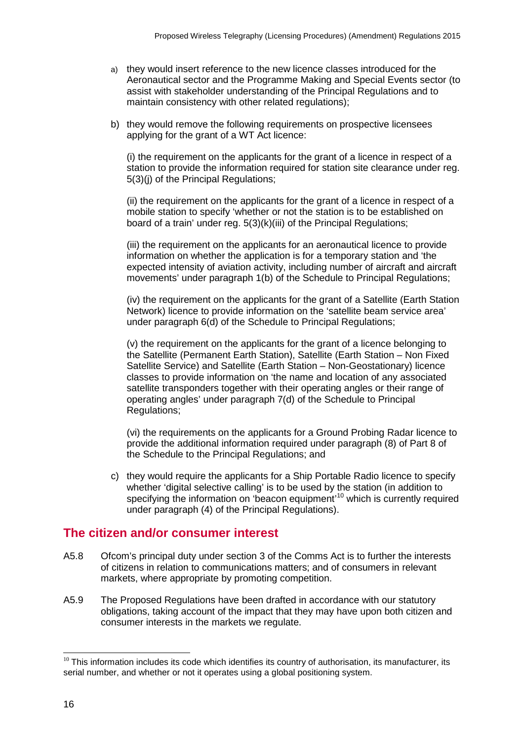a) they would insert reference to the new licence classes introduced for the Aeronautical sector and the Programme Making and Special Events sector (to assist with stakeholder understanding of the Principal Regulations and to maintain consistency with other related regulations);

b) they would remove the following requirements on prospective licensees applying for the grant of a WT Act licence:

(i) the requirement on the applicants for the grant of a licence in respect of a station to provide the information required for station site clearance under reg. 5(3)(j) of the Principal Regulations;

(ii) the requirement on the applicants for the grant of a licence in respect of a mobile station to specify 'whether or not the station is to be established on board of a train' under reg. 5(3)(k)(iii) of the Principal Regulations;

(iii) the requirement on the applicants for an aeronautical licence to provide information on whether the application is for a temporary station and 'the expected intensity of aviation activity, including number of aircraft and aircraft movements' under paragraph 1(b) of the Schedule to Principal Regulations;

(iv) the requirement on the applicants for the grant of a Satellite (Earth Station Network) licence to provide information on the 'satellite beam service area' under paragraph 6(d) of the Schedule to Principal Regulations;

(v) the requirement on the applicants for the grant of a licence belonging to the Satellite (Permanent Earth Station), Satellite (Earth Station – Non Fixed Satellite Service) and Satellite (Earth Station – Non-Geostationary) licence classes to provide information on 'the name and location of any associated satellite transponders together with their operating angles or their range of operating angles' under paragraph 7(d) of the Schedule to Principal Regulations;

(vi) the requirements on the applicants for a Ground Probing Radar licence to provide the additional information required under paragraph (8) of Part 8 of the Schedule to the Principal Regulations; and

c) they would require the applicants for a Ship Portable Radio licence to specify whether 'digital selective calling' is to be used by the station (in addition to specifying the information on 'beacon equipment'[10] which is currently required under paragraph (4) of the Principal Regulations).

## The citizen and/or consumer interest

A5.8 Ofcom's principal duty under section 3 of the Comms Act is to further the interests of citizens in relation to communications matters; and of consumers in relevant markets, where appropriate by promoting competition.

A5.9 The Proposed Regulations have been drafted in accordance with our statutory obligations, taking account of the impact that they may have upon both citizen and consumer interests in the markets we regulate.

---

[10] This information includes its code which identifies its country of authorisation, its manufacturer, its serial number, and whether or not it operates using a global positioning system.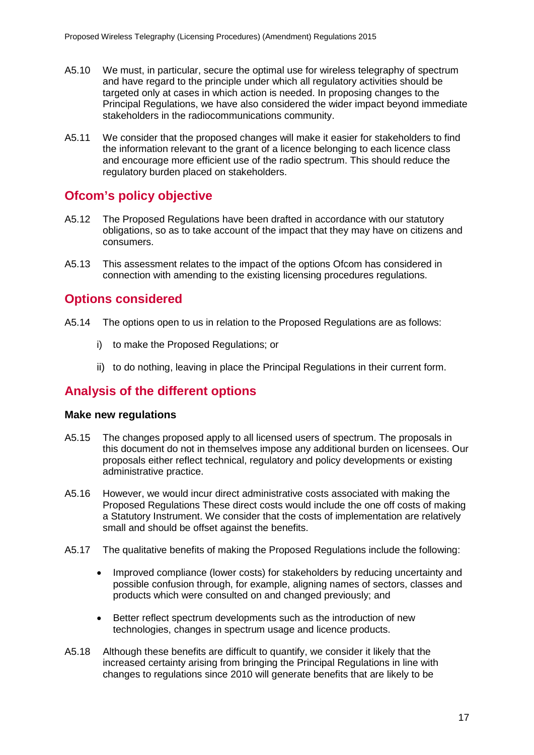A5.10 We must, in particular, secure the optimal use for wireless telegraphy of spectrum and have regard to the principle under which all regulatory activities should be targeted only at cases in which action is needed. In proposing changes to the Principal Regulations, we have also considered the wider impact beyond immediate stakeholders in the radiocommunications community.

A5.11 We consider that the proposed changes will make it easier for stakeholders to find the information relevant to the grant of a licence belonging to each licence class and encourage more efficient use of the radio spectrum. This should reduce the regulatory burden placed on stakeholders.

## Ofcom's policy objective

A5.12 The Proposed Regulations have been drafted in accordance with our statutory obligations, so as to take account of the impact that they may have on citizens and consumers.

A5.13 This assessment relates to the impact of the options Ofcom has considered in connection with amending to the existing licensing procedures regulations.

## Options considered

A5.14 The options open to us in relation to the Proposed Regulations are as follows:

i) to make the Proposed Regulations; or

ii) to do nothing, leaving in place the Principal Regulations in their current form.

## Analysis of the different options

### Make new regulations

A5.15 The changes proposed apply to all licensed users of spectrum. The proposals in this document do not in themselves impose any additional burden on licensees. Our proposals either reflect technical, regulatory and policy developments or existing administrative practice.

A5.16 However, we would incur direct administrative costs associated with making the Proposed Regulations These direct costs would include the one off costs of making a Statutory Instrument. We consider that the costs of implementation are relatively small and should be offset against the benefits.

A5.17 The qualitative benefits of making the Proposed Regulations include the following:

- Improved compliance (lower costs) for stakeholders by reducing uncertainty and possible confusion through, for example, aligning names of sectors, classes and products which were consulted on and changed previously; and
- Better reflect spectrum developments such as the introduction of new technologies, changes in spectrum usage and licence products.

A5.18 Although these benefits are difficult to quantify, we consider it likely that the increased certainty arising from bringing the Principal Regulations in line with changes to regulations since 2010 will generate benefits that are likely to be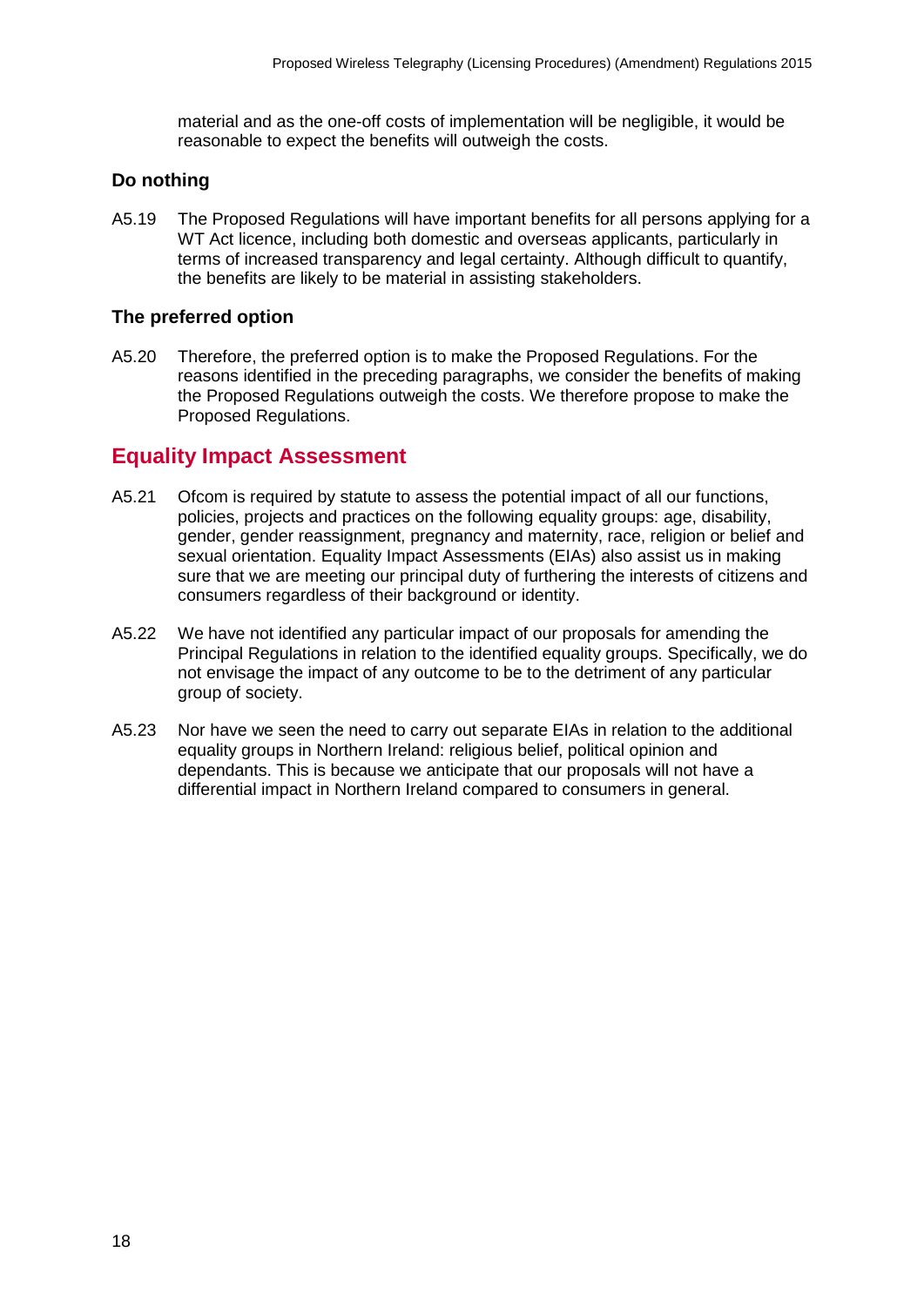material and as the one-off costs of implementation will be negligible, it would be reasonable to expect the benefits will outweigh the costs.

### Do nothing

A5.19 The Proposed Regulations will have important benefits for all persons applying for a WT Act licence, including both domestic and overseas applicants, particularly in terms of increased transparency and legal certainty. Although difficult to quantify, the benefits are likely to be material in assisting stakeholders.

### The preferred option

A5.20 Therefore, the preferred option is to make the Proposed Regulations. For the reasons identified in the preceding paragraphs, we consider the benefits of making the Proposed Regulations outweigh the costs. We therefore propose to make the Proposed Regulations.

## Equality Impact Assessment

A5.21 Ofcom is required by statute to assess the potential impact of all our functions, policies, projects and practices on the following equality groups: age, disability, gender, gender reassignment, pregnancy and maternity, race, religion or belief and sexual orientation. Equality Impact Assessments (EIAs) also assist us in making sure that we are meeting our principal duty of furthering the interests of citizens and consumers regardless of their background or identity.

A5.22 We have not identified any particular impact of our proposals for amending the Principal Regulations in relation to the identified equality groups. Specifically, we do not envisage the impact of any outcome to be to the detriment of any particular group of society.

A5.23 Nor have we seen the need to carry out separate EIAs in relation to the additional equality groups in Northern Ireland: religious belief, political opinion and dependants. This is because we anticipate that our proposals will not have a differential impact in Northern Ireland compared to consumers in general.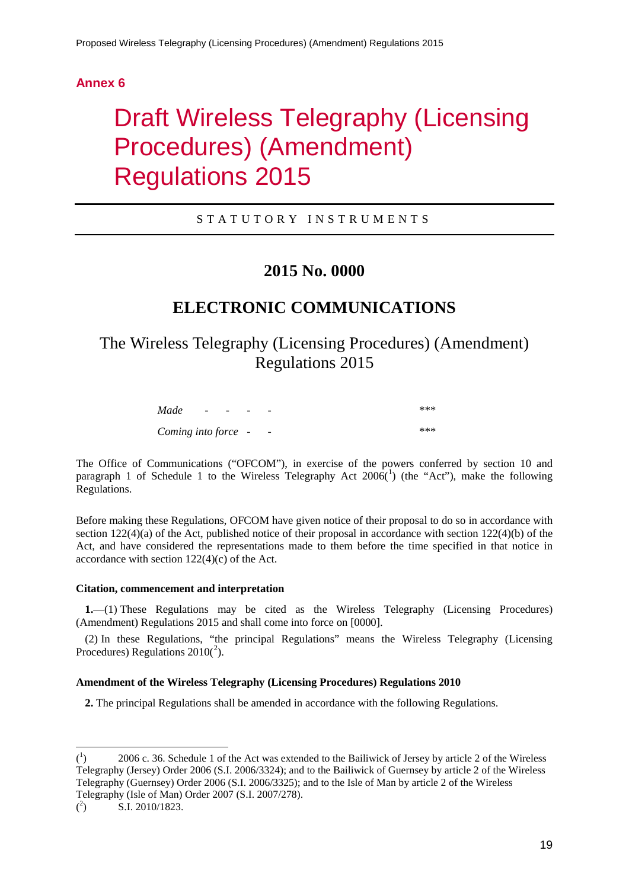## Annex 6

# Draft Wireless Telegraphy (Licensing Procedures) (Amendment) Regulations 2015

STATUTORY INSTRUMENTS

## 2015 No. 0000

## ELECTRONIC COMMUNICATIONS

### The Wireless Telegraphy (Licensing Procedures) (Amendment) Regulations 2015

| | |
|---|---|
| *Made - - - -* | \*\*\* |
| *Coming into force - -* | \*\*\* |

The Office of Communications ("OFCOM"), in exercise of the powers conferred by section 10 and paragraph 1 of Schedule 1 to the Wireless Telegraphy Act 2006([1]) (the "Act"), make the following Regulations.

Before making these Regulations, OFCOM have given notice of their proposal to do so in accordance with section 122(4)(a) of the Act, published notice of their proposal in accordance with section 122(4)(b) of the Act, and have considered the representations made to them before the time specified in that notice in accordance with section 122(4)(c) of the Act.

**Citation, commencement and interpretation**

**1.**—(1) These Regulations may be cited as the Wireless Telegraphy (Licensing Procedures) (Amendment) Regulations 2015 and shall come into force on [0000].

(2) In these Regulations, "the principal Regulations" means the Wireless Telegraphy (Licensing Procedures) Regulations 2010([2]).

**Amendment of the Wireless Telegraphy (Licensing Procedures) Regulations 2010**

**2.** The principal Regulations shall be amended in accordance with the following Regulations.

---

([1]) 2006 c. 36. Schedule 1 of the Act was extended to the Bailiwick of Jersey by article 2 of the Wireless Telegraphy (Jersey) Order 2006 (S.I. 2006/3324); and to the Bailiwick of Guernsey by article 2 of the Wireless Telegraphy (Guernsey) Order 2006 (S.I. 2006/3325); and to the Isle of Man by article 2 of the Wireless Telegraphy (Isle of Man) Order 2007 (S.I. 2007/278).

([2]) S.I. 2010/1823.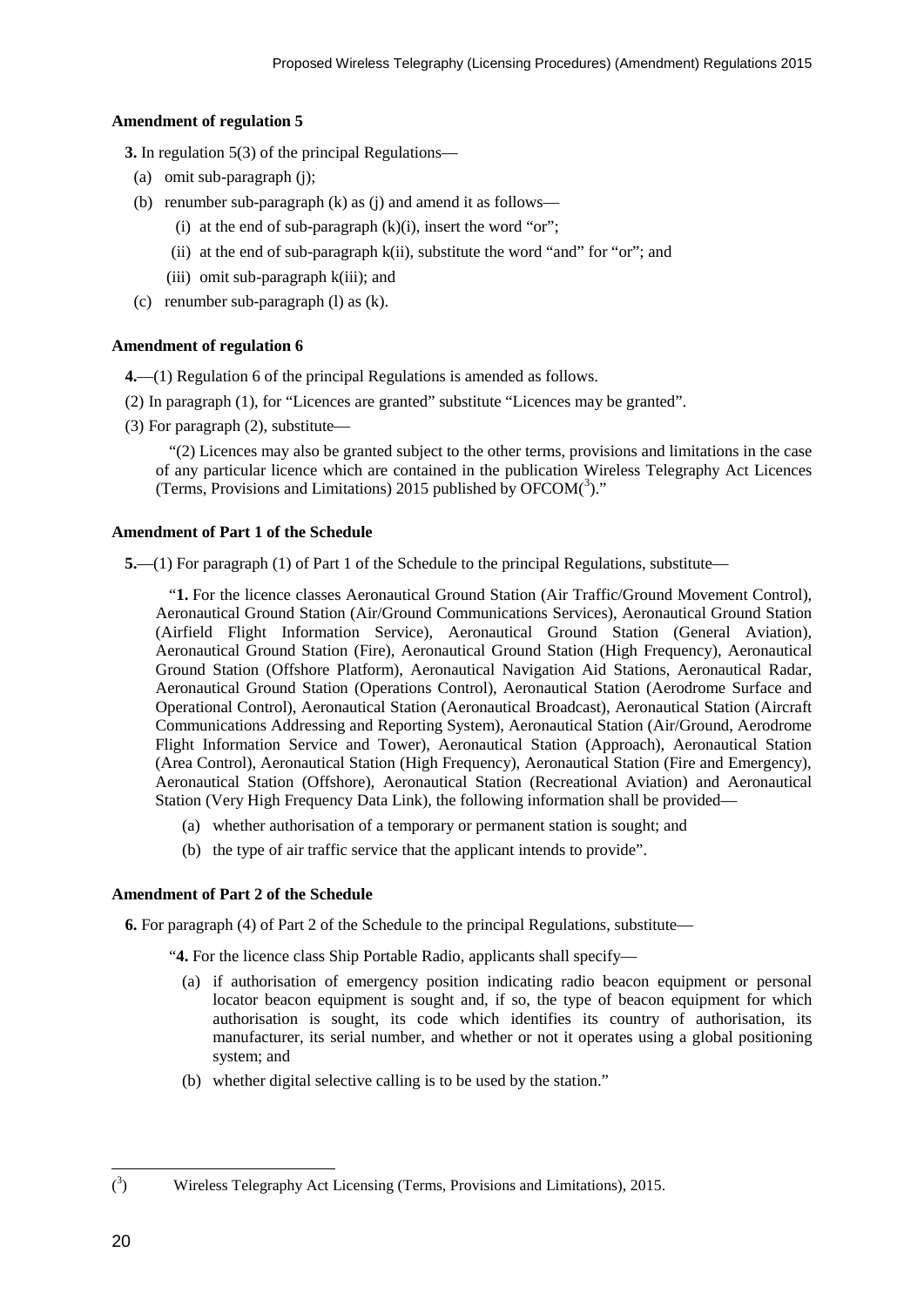**Amendment of regulation 5**

**3.** In regulation 5(3) of the principal Regulations—

(a) omit sub-paragraph (j);

(b) renumber sub-paragraph (k) as (j) and amend it as follows—

  (i) at the end of sub-paragraph (k)(i), insert the word "or";

  (ii) at the end of sub-paragraph k(ii), substitute the word "and" for "or"; and

  (iii) omit sub-paragraph k(iii); and

(c) renumber sub-paragraph (l) as (k).

**Amendment of regulation 6**

**4.**—(1) Regulation 6 of the principal Regulations is amended as follows.

(2) In paragraph (1), for "Licences are granted" substitute "Licences may be granted".

(3) For paragraph (2), substitute—

"(2) Licences may also be granted subject to the other terms, provisions and limitations in the case of any particular licence which are contained in the publication Wireless Telegraphy Act Licences (Terms, Provisions and Limitations) 2015 published by OFCOM([3])."

**Amendment of Part 1 of the Schedule**

**5.**—(1) For paragraph (1) of Part 1 of the Schedule to the principal Regulations, substitute—

"**1.** For the licence classes Aeronautical Ground Station (Air Traffic/Ground Movement Control), Aeronautical Ground Station (Air/Ground Communications Services), Aeronautical Ground Station (Airfield Flight Information Service), Aeronautical Ground Station (General Aviation), Aeronautical Ground Station (Fire), Aeronautical Ground Station (High Frequency), Aeronautical Ground Station (Offshore Platform), Aeronautical Navigation Aid Stations, Aeronautical Radar, Aeronautical Ground Station (Operations Control), Aeronautical Station (Aerodrome Surface and Operational Control), Aeronautical Station (Aeronautical Broadcast), Aeronautical Station (Aircraft Communications Addressing and Reporting System), Aeronautical Station (Air/Ground, Aerodrome Flight Information Service and Tower), Aeronautical Station (Approach), Aeronautical Station (Area Control), Aeronautical Station (High Frequency), Aeronautical Station (Fire and Emergency), Aeronautical Station (Offshore), Aeronautical Station (Recreational Aviation) and Aeronautical Station (Very High Frequency Data Link), the following information shall be provided—

(a) whether authorisation of a temporary or permanent station is sought; and

(b) the type of air traffic service that the applicant intends to provide".

**Amendment of Part 2 of the Schedule**

**6.** For paragraph (4) of Part 2 of the Schedule to the principal Regulations, substitute—

"**4.** For the licence class Ship Portable Radio, applicants shall specify—

(a) if authorisation of emergency position indicating radio beacon equipment or personal locator beacon equipment is sought and, if so, the type of beacon equipment for which authorisation is sought, its code which identifies its country of authorisation, its manufacturer, its serial number, and whether or not it operates using a global positioning system; and

(b) whether digital selective calling is to be used by the station."

---

([3]) Wireless Telegraphy Act Licensing (Terms, Provisions and Limitations), 2015.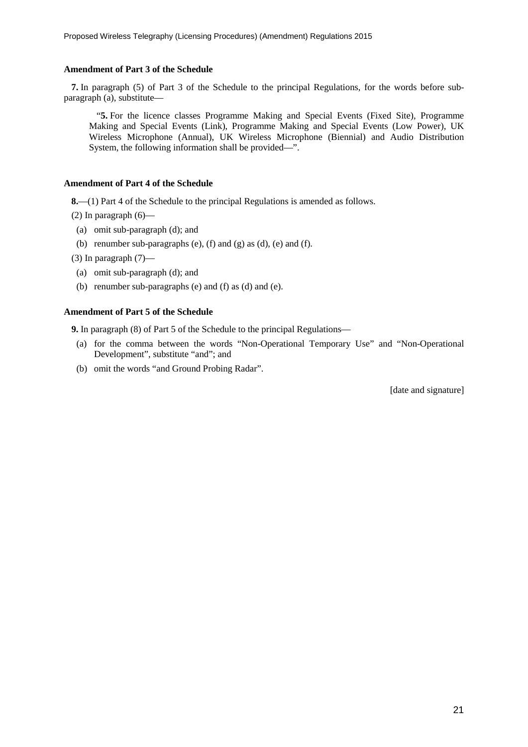**Amendment of Part 3 of the Schedule**

**7.** In paragraph (5) of Part 3 of the Schedule to the principal Regulations, for the words before sub-paragraph (a), substitute—

> "**5.** For the licence classes Programme Making and Special Events (Fixed Site), Programme Making and Special Events (Link), Programme Making and Special Events (Low Power), UK Wireless Microphone (Annual), UK Wireless Microphone (Biennial) and Audio Distribution System, the following information shall be provided—".

**Amendment of Part 4 of the Schedule**

**8.**—(1) Part 4 of the Schedule to the principal Regulations is amended as follows.

(2) In paragraph (6)—

- (a) omit sub-paragraph (d); and
- (b) renumber sub-paragraphs (e), (f) and (g) as (d), (e) and (f).

(3) In paragraph (7)—

- (a) omit sub-paragraph (d); and
- (b) renumber sub-paragraphs (e) and (f) as (d) and (e).

**Amendment of Part 5 of the Schedule**

**9.** In paragraph (8) of Part 5 of the Schedule to the principal Regulations—

- (a) for the comma between the words "Non-Operational Temporary Use" and "Non-Operational Development", substitute "and"; and
- (b) omit the words "and Ground Probing Radar".

[date and signature]